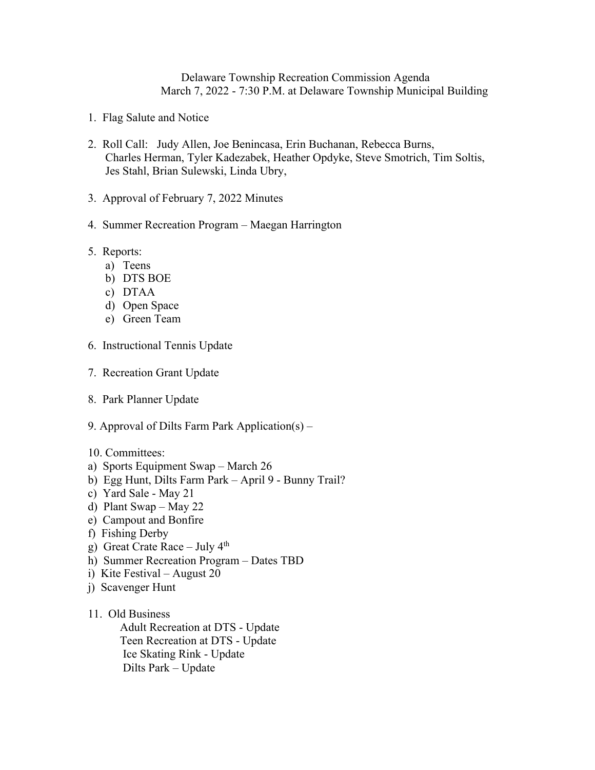Delaware Township Recreation Commission Agenda
March 7, 2022 - 7:30 P.M. at Delaware Township Municipal Building

1. Flag Salute and Notice

2. Roll Call: Judy Allen, Joe Benincasa, Erin Buchanan, Rebecca Burns, Charles Herman, Tyler Kadezabek, Heather Opdyke, Steve Smotrich, Tim Soltis, Jes Stahl, Brian Sulewski, Linda Ubry,

3. Approval of February 7, 2022 Minutes

4. Summer Recreation Program – Maegan Harrington

5. Reports:
   a) Teens
   b) DTS BOE
   c) DTAA
   d) Open Space
   e) Green Team

6. Instructional Tennis Update

7. Recreation Grant Update

8. Park Planner Update

9. Approval of Dilts Farm Park Application(s) –

10. Committees:
    a) Sports Equipment Swap – March 26
    b) Egg Hunt, Dilts Farm Park – April 9 - Bunny Trail?
    c) Yard Sale - May 21
    d) Plant Swap – May 22
    e) Campout and Bonfire
    f) Fishing Derby
    g) Great Crate Race – July 4th
    h) Summer Recreation Program – Dates TBD
    i) Kite Festival – August 20
    j) Scavenger Hunt

11. Old Business
    - Adult Recreation at DTS - Update
    - Teen Recreation at DTS - Update
    - Ice Skating Rink - Update
    - Dilts Park – Update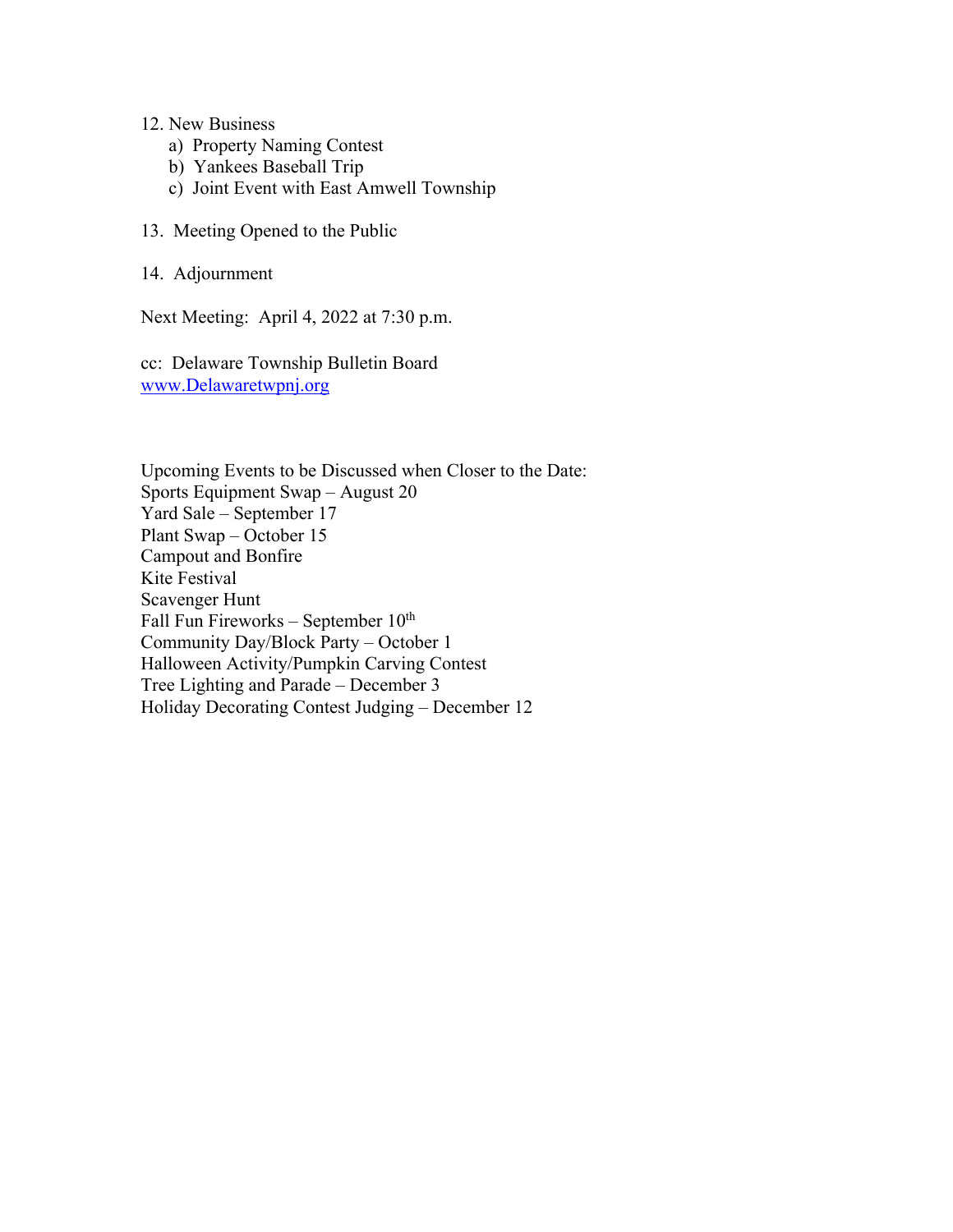12. New Business
    a) Property Naming Contest
    b) Yankees Baseball Trip
    c) Joint Event with East Amwell Township

13. Meeting Opened to the Public

14. Adjournment

Next Meeting: April 4, 2022 at 7:30 p.m.

cc: Delaware Township Bulletin Board
[www.Delawaretwpnj.org](http://www.Delawaretwpnj.org)

Upcoming Events to be Discussed when Closer to the Date:
Sports Equipment Swap – August 20
Yard Sale – September 17
Plant Swap – October 15
Campout and Bonfire
Kite Festival
Scavenger Hunt
Fall Fun Fireworks – September 10th
Community Day/Block Party – October 1
Halloween Activity/Pumpkin Carving Contest
Tree Lighting and Parade – December 3
Holiday Decorating Contest Judging – December 12